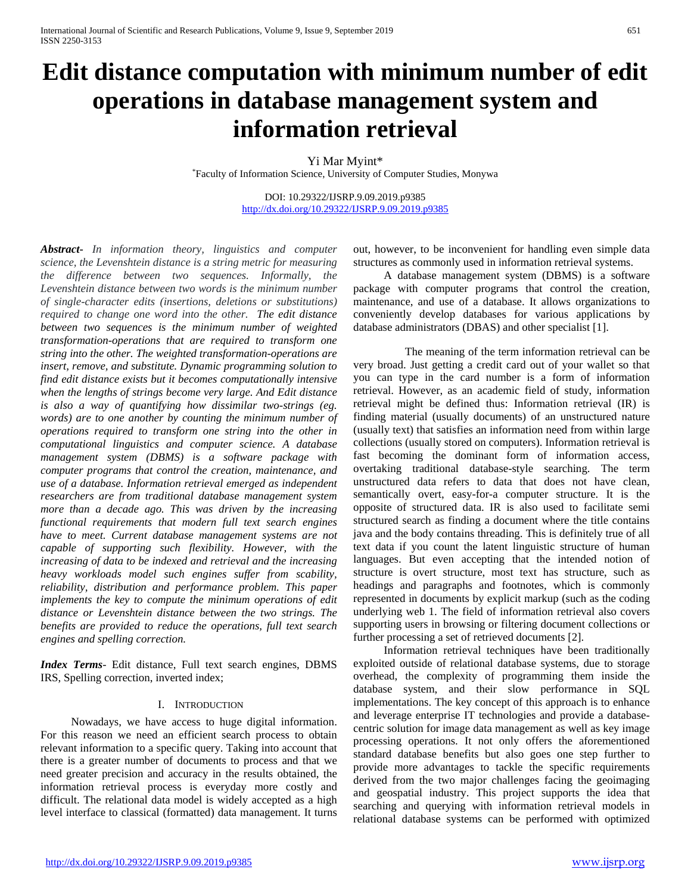# Edit distance computation with minimum number of edit operations in database management system and information retrieval

Yi Mar Myint*

*Faculty of Information Science, University of Computer Studies, Monywa

DOI: 10.29322/IJSRP.9.09.2019.p9385
http://dx.doi.org/10.29322/IJSRP.9.09.2019.p9385

***Abstract-*** *In information theory, linguistics and computer science, the Levenshtein distance is a string metric for measuring the difference between two sequences. Informally, the Levenshtein distance between two words is the minimum number of single-character edits (insertions, deletions or substitutions) required to change one word into the other. The edit distance between two sequences is the minimum number of weighted transformation-operations that are required to transform one string into the other. The weighted transformation-operations are insert, remove, and substitute. Dynamic programming solution to find edit distance exists but it becomes computationally intensive when the lengths of strings become very large. And Edit distance is also a way of quantifying how dissimilar two-strings (eg. words) are to one another by counting the minimum number of operations required to transform one string into the other in computational linguistics and computer science. A database management system (DBMS) is a software package with computer programs that control the creation, maintenance, and use of a database. Information retrieval emerged as independent researchers are from traditional database management system more than a decade ago. This was driven by the increasing functional requirements that modern full text search engines have to meet. Current database management systems are not capable of supporting such flexibility. However, with the increasing of data to be indexed and retrieval and the increasing heavy workloads model such engines suffer from scability, reliability, distribution and performance problem. This paper implements the key to compute the minimum operations of edit distance or Levenshtein distance between the two strings. The benefits are provided to reduce the operations, full text search engines and spelling correction.*

***Index Terms-*** Edit distance, Full text search engines, DBMS IRS, Spelling correction, inverted index;

## I. Introduction

Nowadays, we have access to huge digital information. For this reason we need an efficient search process to obtain relevant information to a specific query. Taking into account that there is a greater number of documents to process and that we need greater precision and accuracy in the results obtained, the information retrieval process is everyday more costly and difficult. The relational data model is widely accepted as a high level interface to classical (formatted) data management. It turns out, however, to be inconvenient for handling even simple data structures as commonly used in information retrieval systems.

A database management system (DBMS) is a software package with computer programs that control the creation, maintenance, and use of a database. It allows organizations to conveniently develop databases for various applications by database administrators (DBAS) and other specialist [1].

The meaning of the term information retrieval can be very broad. Just getting a credit card out of your wallet so that you can type in the card number is a form of information retrieval. However, as an academic field of study, information retrieval might be defined thus: Information retrieval (IR) is finding material (usually documents) of an unstructured nature (usually text) that satisfies an information need from within large collections (usually stored on computers). Information retrieval is fast becoming the dominant form of information access, overtaking traditional database-style searching. The term unstructured data refers to data that does not have clean, semantically overt, easy-for-a computer structure. It is the opposite of structured data. IR is also used to facilitate semi structured search as finding a document where the title contains java and the body contains threading. This is definitely true of all text data if you count the latent linguistic structure of human languages. But even accepting that the intended notion of structure is overt structure, most text has structure, such as headings and paragraphs and footnotes, which is commonly represented in documents by explicit markup (such as the coding underlying web 1. The field of information retrieval also covers supporting users in browsing or filtering document collections or further processing a set of retrieved documents [2].

Information retrieval techniques have been traditionally exploited outside of relational database systems, due to storage overhead, the complexity of programming them inside the database system, and their slow performance in SQL implementations. The key concept of this approach is to enhance and leverage enterprise IT technologies and provide a database-centric solution for image data management as well as key image processing operations. It not only offers the aforementioned standard database benefits but also goes one step further to provide more advantages to tackle the specific requirements derived from the two major challenges facing the geoimaging and geospatial industry. This project supports the idea that searching and querying with information retrieval models in relational database systems can be performed with optimized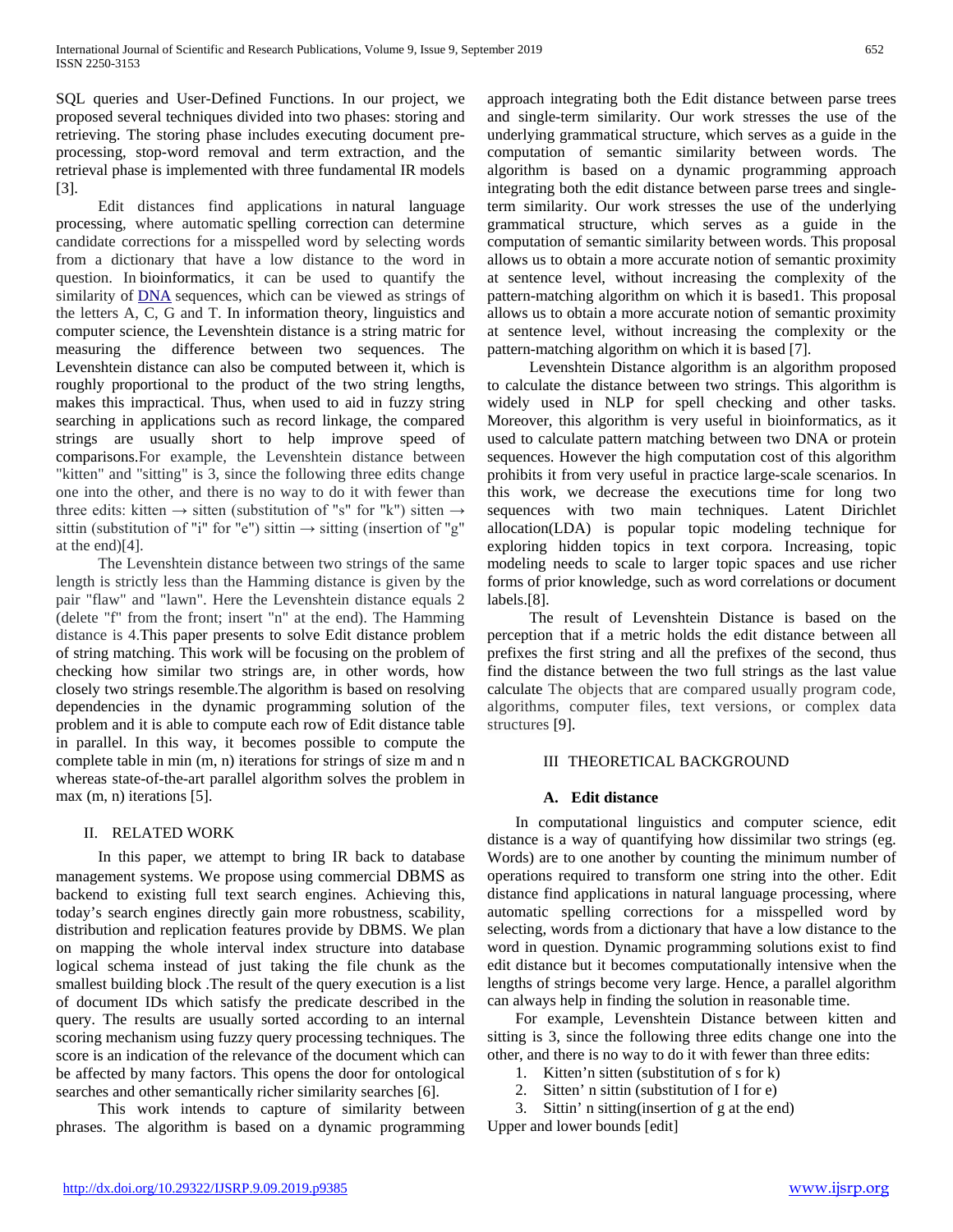SQL queries and User-Defined Functions. In our project, we proposed several techniques divided into two phases: storing and retrieving. The storing phase includes executing document pre-processing, stop-word removal and term extraction, and the retrieval phase is implemented with three fundamental IR models [3].

Edit distances find applications in natural language processing, where automatic spelling correction can determine candidate corrections for a misspelled word by selecting words from a dictionary that have a low distance to the word in question. In bioinformatics, it can be used to quantify the similarity of DNA sequences, which can be viewed as strings of the letters A, C, G and T. In information theory, linguistics and computer science, the Levenshtein distance is a string matric for measuring the difference between two sequences. The Levenshtein distance can also be computed between it, which is roughly proportional to the product of the two string lengths, makes this impractical. Thus, when used to aid in fuzzy string searching in applications such as record linkage, the compared strings are usually short to help improve speed of comparisons.For example, the Levenshtein distance between "kitten" and "sitting" is 3, since the following three edits change one into the other, and there is no way to do it with fewer than three edits: kitten → sitten (substitution of "s" for "k") sitten → sittin (substitution of "i" for "e") sittin → sitting (insertion of "g" at the end)[4].

The Levenshtein distance between two strings of the same length is strictly less than the Hamming distance is given by the pair "flaw" and "lawn". Here the Levenshtein distance equals 2 (delete "f" from the front; insert "n" at the end). The Hamming distance is 4.This paper presents to solve Edit distance problem of string matching. This work will be focusing on the problem of checking how similar two strings are, in other words, how closely two strings resemble.The algorithm is based on resolving dependencies in the dynamic programming solution of the problem and it is able to compute each row of Edit distance table in parallel. In this way, it becomes possible to compute the complete table in min (m, n) iterations for strings of size m and n whereas state-of-the-art parallel algorithm solves the problem in max (m, n) iterations [5].

## II. RELATED WORK

In this paper, we attempt to bring IR back to database management systems. We propose using commercial DBMS as backend to existing full text search engines. Achieving this, today's search engines directly gain more robustness, scability, distribution and replication features provide by DBMS. We plan on mapping the whole interval index structure into database logical schema instead of just taking the file chunk as the smallest building block .The result of the query execution is a list of document IDs which satisfy the predicate described in the query. The results are usually sorted according to an internal scoring mechanism using fuzzy query processing techniques. The score is an indication of the relevance of the document which can be affected by many factors. This opens the door for ontological searches and other semantically richer similarity searches [6].

This work intends to capture of similarity between phrases. The algorithm is based on a dynamic programming approach integrating both the Edit distance between parse trees and single-term similarity. Our work stresses the use of the underlying grammatical structure, which serves as a guide in the computation of semantic similarity between words. The algorithm is based on a dynamic programming approach integrating both the edit distance between parse trees and single-term similarity. Our work stresses the use of the underlying grammatical structure, which serves as a guide in the computation of semantic similarity between words. This proposal allows us to obtain a more accurate notion of semantic proximity at sentence level, without increasing the complexity of the pattern-matching algorithm on which it is based1. This proposal allows us to obtain a more accurate notion of semantic proximity at sentence level, without increasing the complexity or the pattern-matching algorithm on which it is based [7].

Levenshtein Distance algorithm is an algorithm proposed to calculate the distance between two strings. This algorithm is widely used in NLP for spell checking and other tasks. Moreover, this algorithm is very useful in bioinformatics, as it used to calculate pattern matching between two DNA or protein sequences. However the high computation cost of this algorithm prohibits it from very useful in practice large-scale scenarios. In this work, we decrease the executions time for long two sequences with two main techniques. Latent Dirichlet allocation(LDA) is popular topic modeling technique for exploring hidden topics in text corpora. Increasing, topic modeling needs to scale to larger topic spaces and use richer forms of prior knowledge, such as word correlations or document labels.[8].

The result of Levenshtein Distance is based on the perception that if a metric holds the edit distance between all prefixes the first string and all the prefixes of the second, thus find the distance between the two full strings as the last value calculate The objects that are compared usually program code, algorithms, computer files, text versions, or complex data structures [9].

## III THEORETICAL BACKGROUND

### A. Edit distance

In computational linguistics and computer science, edit distance is a way of quantifying how dissimilar two strings (eg. Words) are to one another by counting the minimum number of operations required to transform one string into the other. Edit distance find applications in natural language processing, where automatic spelling corrections for a misspelled word by selecting, words from a dictionary that have a low distance to the word in question. Dynamic programming solutions exist to find edit distance but it becomes computationally intensive when the lengths of strings become very large. Hence, a parallel algorithm can always help in finding the solution in reasonable time.

For example, Levenshtein Distance between kitten and sitting is 3, since the following three edits change one into the other, and there is no way to do it with fewer than three edits:

1. Kitten'n sitten (substitution of s for k)
2. Sitten' n sittin (substitution of I for e)
3. Sittin' n sitting(insertion of g at the end)

Upper and lower bounds [edit]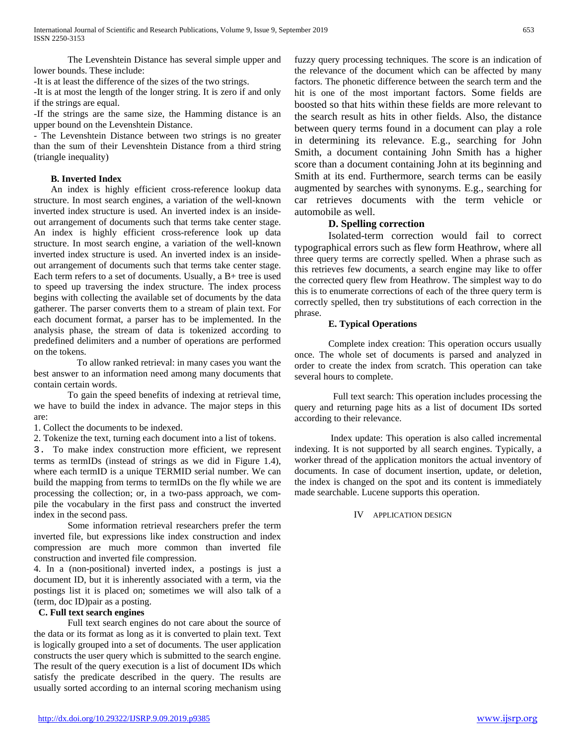The Levenshtein Distance has several simple upper and lower bounds. These include:

-It is at least the difference of the sizes of the two strings.

-It is at most the length of the longer string. It is zero if and only if the strings are equal.

-If the strings are the same size, the Hamming distance is an upper bound on the Levenshtein Distance.

- The Levenshtein Distance between two strings is no greater than the sum of their Levenshtein Distance from a third string (triangle inequality)

### B. Inverted Index

An index is highly efficient cross-reference lookup data structure. In most search engines, a variation of the well-known inverted index structure is used. An inverted index is an inside-out arrangement of documents such that terms take center stage. An index is highly efficient cross-reference look up data structure. In most search engine, a variation of the well-known inverted index structure is used. An inverted index is an inside-out arrangement of documents such that terms take center stage. Each term refers to a set of documents. Usually, a B+ tree is used to speed up traversing the index structure. The index process begins with collecting the available set of documents by the data gatherer. The parser converts them to a stream of plain text. For each document format, a parser has to be implemented. In the analysis phase, the stream of data is tokenized according to predefined delimiters and a number of operations are performed on the tokens.

To allow ranked retrieval: in many cases you want the best answer to an information need among many documents that contain certain words.

To gain the speed benefits of indexing at retrieval time, we have to build the index in advance. The major steps in this are:

1. Collect the documents to be indexed.
2. Tokenize the text, turning each document into a list of tokens.
3. To make index construction more efficient, we represent terms as termIDs (instead of strings as we did in Figure 1.4), where each termID is a unique TERMID serial number. We can build the mapping from terms to termIDs on the fly while we are processing the collection; or, in a two-pass approach, we compile the vocabulary in the first pass and construct the inverted index in the second pass.

Some information retrieval researchers prefer the term inverted file, but expressions like index construction and index compression are much more common than inverted file construction and inverted file compression.

4. In a (non-positional) inverted index, a postings is just a document ID, but it is inherently associated with a term, via the postings list it is placed on; sometimes we will also talk of a (term, doc ID)pair as a posting.

### C. Full text search engines

Full text search engines do not care about the source of the data or its format as long as it is converted to plain text. Text is logically grouped into a set of documents. The user application constructs the user query which is submitted to the search engine. The result of the query execution is a list of document IDs which satisfy the predicate described in the query. The results are usually sorted according to an internal scoring mechanism using fuzzy query processing techniques. The score is an indication of the relevance of the document which can be affected by many factors. The phonetic difference between the search term and the hit is one of the most important factors. Some fields are boosted so that hits within these fields are more relevant to the search result as hits in other fields. Also, the distance between query terms found in a document can play a role in determining its relevance. E.g., searching for John Smith, a document containing John Smith has a higher score than a document containing John at its beginning and Smith at its end. Furthermore, search terms can be easily augmented by searches with synonyms. E.g., searching for car retrieves documents with the term vehicle or automobile as well.

### D. Spelling correction

Isolated-term correction would fail to correct typographical errors such as flew form Heathrow, where all three query terms are correctly spelled. When a phrase such as this retrieves few documents, a search engine may like to offer the corrected query flew from Heathrow. The simplest way to do this is to enumerate corrections of each of the three query term is correctly spelled, then try substitutions of each correction in the phrase.

### E. Typical Operations

Complete index creation: This operation occurs usually once. The whole set of documents is parsed and analyzed in order to create the index from scratch. This operation can take several hours to complete.

Full text search: This operation includes processing the query and returning page hits as a list of document IDs sorted according to their relevance.

Index update: This operation is also called incremental indexing. It is not supported by all search engines. Typically, a worker thread of the application monitors the actual inventory of documents. In case of document insertion, update, or deletion, the index is changed on the spot and its content is immediately made searchable. Lucene supports this operation.

## IV APPLICATION DESIGN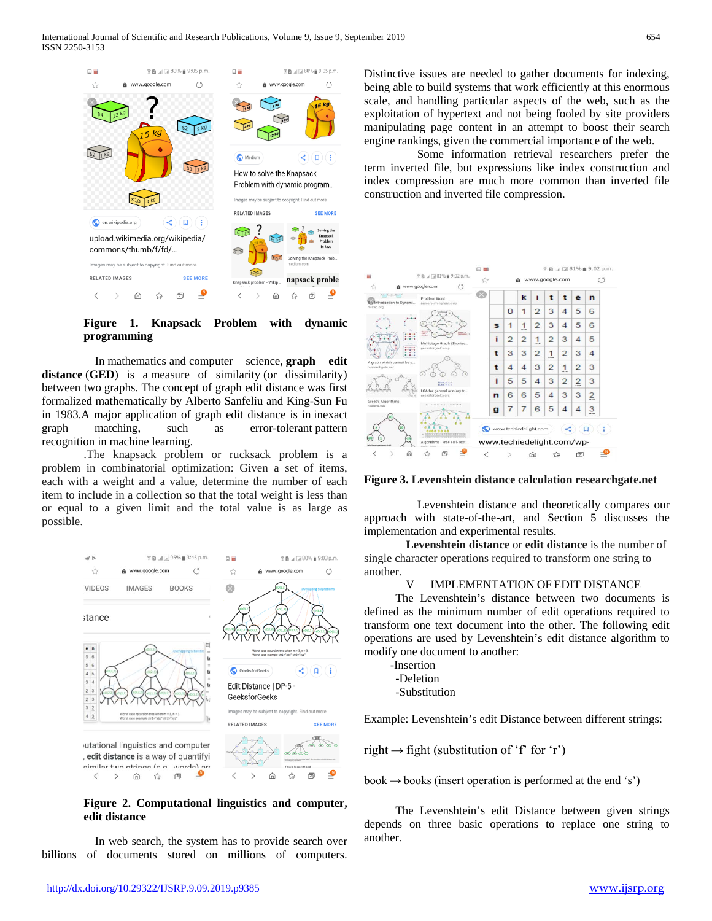**Figure 1. Knapsack Problem with dynamic programming**

In mathematics and computer science, **graph edit distance** (**GED**) is a measure of similarity (or dissimilarity) between two graphs. The concept of graph edit distance was first formalized mathematically by Alberto Sanfeliu and King-Sun Fu in 1983.A major application of graph edit distance is in inexact graph matching, such as error-tolerant pattern recognition in machine learning.

.The knapsack problem or rucksack problem is a problem in combinatorial optimization: Given a set of items, each with a weight and a value, determine the number of each item to include in a collection so that the total weight is less than or equal to a given limit and the total value is as large as possible.

**Figure 2. Computational linguistics and computer, edit distance**

In web search, the system has to provide search over billions of documents stored on millions of computers. Distinctive issues are needed to gather documents for indexing, being able to build systems that work efficiently at this enormous scale, and handling particular aspects of the web, such as the exploitation of hypertext and not being fooled by site providers manipulating page content in an attempt to boost their search engine rankings, given the commercial importance of the web.

Some information retrieval researchers prefer the term inverted file, but expressions like index construction and index compression are much more common than inverted file construction and inverted file compression.

**Figure 3. Levenshtein distance calculation researchgate.net**

Levenshtein distance and theoretically compares our approach with state-of-the-art, and Section 5 discusses the implementation and experimental results.

**Levenshtein distance** or **edit distance** is the number of single character operations required to transform one string to another.

## V IMPLEMENTATION OF EDIT DISTANCE

The Levenshtein's distance between two documents is defined as the minimum number of edit operations required to transform one text document into the other. The following edit operations are used by Levenshtein's edit distance algorithm to modify one document to another:

-Insertion

-Deletion

-Substitution

Example: Levenshtein's edit Distance between different strings:

right → fight (substitution of 'f' for 'r')

book → books (insert operation is performed at the end 's')

The Levenshtein's edit Distance between given strings depends on three basic operations to replace one string to another.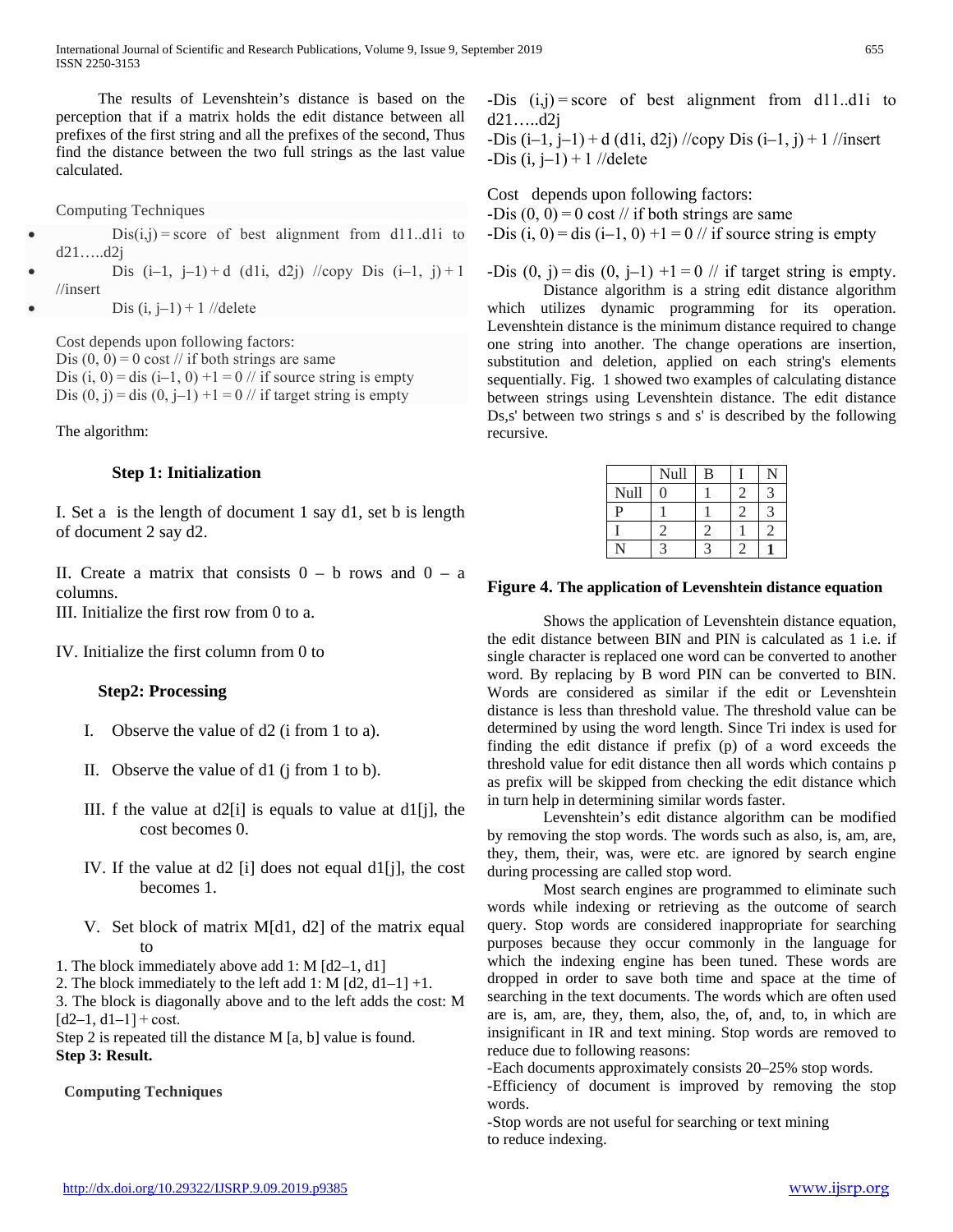The results of Levenshtein's distance is based on the perception that if a matrix holds the edit distance between all prefixes of the first string and all the prefixes of the second, Thus find the distance between the two full strings as the last value calculated.

Computing Techniques

- Dis(i,j) = score of best alignment from d11..d1i to d21…..d2j
- Dis (i–1, j–1) + d (d1i, d2j) //copy Dis (i–1, j) + 1 //insert
- Dis (i, j–1) + 1 //delete

Cost depends upon following factors:
Dis (0, 0) = 0 cost // if both strings are same
Dis (i, 0) = dis (i–1, 0) +1 = 0 // if source string is empty
Dis (0, j) = dis (0, j–1) +1 = 0 // if target string is empty

The algorithm:

**Step 1: Initialization**

I. Set a is the length of document 1 say d1, set b is length of document 2 say d2.

II. Create a matrix that consists 0 – b rows and 0 – a columns.

III. Initialize the first row from 0 to a.

IV. Initialize the first column from 0 to

**Step2: Processing**

I. Observe the value of d2 (i from 1 to a).

II. Observe the value of d1 (j from 1 to b).

III. f the value at d2[i] is equals to value at d1[j], the cost becomes 0.

IV. If the value at d2 [i] does not equal d1[j], the cost becomes 1.

V. Set block of matrix M[d1, d2] of the matrix equal to

1. The block immediately above add 1: M [d2–1, d1]
2. The block immediately to the left add 1: M [d2, d1–1] +1.
3. The block is diagonally above and to the left adds the cost: M [d2–1, d1–1] + cost.

Step 2 is repeated till the distance M [a, b] value is found.

**Step 3: Result.**

**Computing Techniques**

-Dis (i,j) = score of best alignment from d11..d1i to d21…..d2j
-Dis (i–1, j–1) + d (d1i, d2j) //copy Dis (i–1, j) + 1 //insert
-Dis (i, j–1) + 1 //delete

Cost depends upon following factors:
-Dis (0, 0) = 0 cost // if both strings are same
-Dis (i, 0) = dis (i–1, 0) +1 = 0 // if source string is empty

-Dis (0, j) = dis (0, j–1) +1 = 0 // if target string is empty.

Distance algorithm is a string edit distance algorithm which utilizes dynamic programming for its operation. Levenshtein distance is the minimum distance required to change one string into another. The change operations are insertion, substitution and deletion, applied on each string's elements sequentially. Fig. 1 showed two examples of calculating distance between strings using Levenshtein distance. The edit distance Ds,s' between two strings s and s' is described by the following recursive.

| | Null | B | I | N |
|---|---|---|---|---|
| Null | 0 | 1 | 2 | 3 |
| P | 1 | 1 | 2 | 3 |
| I | 2 | 2 | 1 | 2 |
| N | 3 | 3 | 2 | **1** |

**Figure 4. The application of Levenshtein distance equation**

Shows the application of Levenshtein distance equation, the edit distance between BIN and PIN is calculated as 1 i.e. if single character is replaced one word can be converted to another word. By replacing by B word PIN can be converted to BIN. Words are considered as similar if the edit or Levenshtein distance is less than threshold value. The threshold value can be determined by using the word length. Since Tri index is used for finding the edit distance if prefix (p) of a word exceeds the threshold value for edit distance then all words which contains p as prefix will be skipped from checking the edit distance which in turn help in determining similar words faster.

Levenshtein's edit distance algorithm can be modified by removing the stop words. The words such as also, is, am, are, they, them, their, was, were etc. are ignored by search engine during processing are called stop word.

Most search engines are programmed to eliminate such words while indexing or retrieving as the outcome of search query. Stop words are considered inappropriate for searching purposes because they occur commonly in the language for which the indexing engine has been tuned. These words are dropped in order to save both time and space at the time of searching in the text documents. The words which are often used are is, am, are, they, them, also, the, of, and, to, in which are insignificant in IR and text mining. Stop words are removed to reduce due to following reasons:

-Each documents approximately consists 20–25% stop words.
-Efficiency of document is improved by removing the stop words.
-Stop words are not useful for searching or text mining to reduce indexing.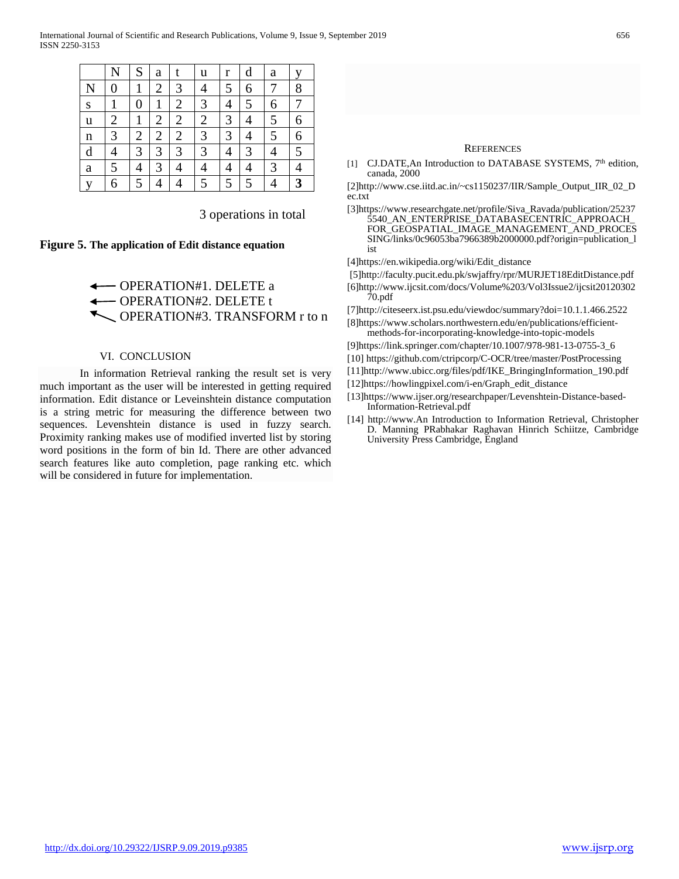| | N | S | a | t | u | r | d | a | y |
|---|---|---|---|---|---|---|---|---|---|
| N | 0 | 1 | 2 | 3 | 4 | 5 | 6 | 7 | 8 |
| s | 1 | 0 | 1 | 2 | 3 | 4 | 5 | 6 | 7 |
| u | 2 | 1 | 2 | 2 | 2 | 3 | 4 | 5 | 6 |
| n | 3 | 2 | 2 | 2 | 3 | 3 | 4 | 5 | 6 |
| d | 4 | 3 | 3 | 3 | 3 | 4 | 3 | 4 | 5 |
| a | 5 | 4 | 3 | 4 | 4 | 4 | 4 | 3 | 4 |
| y | 6 | 5 | 4 | 4 | 5 | 5 | 5 | 4 | **3** |

3 operations in total

**Figure 5. The application of Edit distance equation**

← OPERATION#1. DELETE a

← OPERATION#2. DELETE t

↖ OPERATION#3. TRANSFORM r to n

## VI. CONCLUSION

In information Retrieval ranking the result set is very much important as the user will be interested in getting required information. Edit distance or Leveinshtein distance computation is a string metric for measuring the difference between two sequences. Levenshtein distance is used in fuzzy search. Proximity ranking makes use of modified inverted list by storing word positions in the form of bin Id. There are other advanced search features like auto completion, page ranking etc. which will be considered in future for implementation.

## REFERENCES

[1] CJ.DATE,An Introduction to DATABASE SYSTEMS, 7th edition, canada, 2000

[2]http://www.cse.iitd.ac.in/~cs1150237/IIR/Sample_Output_IIR_02_Dec.txt

[3]https://www.researchgate.net/profile/Siva_Ravada/publication/252375540_AN_ENTERPRISE_DATABASECENTRIC_APPROACH_FOR_GEOSPATIAL_IMAGE_MANAGEMENT_AND_PROCESSING/links/0c96053ba7966389b2000000.pdf?origin=publication_list

[4]https://en.wikipedia.org/wiki/Edit_distance

[5]http://faculty.pucit.edu.pk/swjaffry/rpr/MURJET18EditDistance.pdf

[6]http://www.ijcsit.com/docs/Volume%203/Vol3Issue2/ijcsit2012030270.pdf

[7]http://citeseerx.ist.psu.edu/viewdoc/summary?doi=10.1.1.466.2522

[8]https://www.scholars.northwestern.edu/en/publications/efficient-methods-for-incorporating-knowledge-into-topic-models

[9]https://link.springer.com/chapter/10.1007/978-981-13-0755-3_6

[10] https://github.com/ctripcorp/C-OCR/tree/master/PostProcessing

[11]http://www.ubicc.org/files/pdf/IKE_BringingInformation_190.pdf

[12]https://howlingpixel.com/i-en/Graph_edit_distance

[13]https://www.ijser.org/researchpaper/Levenshtein-Distance-based-Information-Retrieval.pdf

[14] http://www.An Introduction to Information Retrieval, Christopher D. Manning PRabhakar Raghavan Hinrich Schiitze, Cambridge University Press Cambridge, England